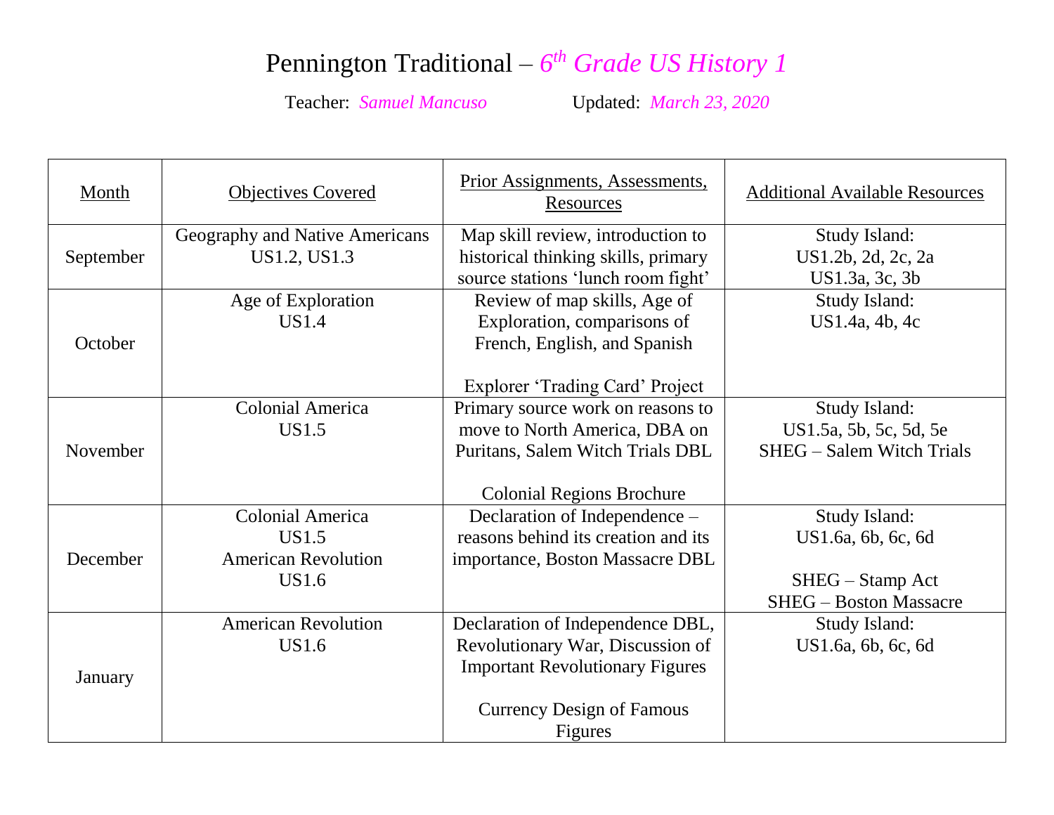# Pennington Traditional – *6th Grade US History 1*

Teacher: *Samuel Mancuso* Updated: *March 23, 2020*

| Month | Objectives Covered | Prior Assignments, Assessments, Resources | Additional Available Resources |
|---|---|---|---|
| September | Geography and Native Americans<br>US1.2, US1.3 | Map skill review, introduction to historical thinking skills, primary source stations 'lunch room fight' | Study Island:<br>US1.2b, 2d, 2c, 2a<br>US1.3a, 3c, 3b |
| October | Age of Exploration<br>US1.4 | Review of map skills, Age of Exploration, comparisons of French, English, and Spanish<br><br>Explorer 'Trading Card' Project | Study Island:<br>US1.4a, 4b, 4c |
| November | Colonial America<br>US1.5 | Primary source work on reasons to move to North America, DBA on Puritans, Salem Witch Trials DBL<br><br>Colonial Regions Brochure | Study Island:<br>US1.5a, 5b, 5c, 5d, 5e<br>SHEG – Salem Witch Trials |
| December | Colonial America<br>US1.5<br>American Revolution<br>US1.6 | Declaration of Independence – reasons behind its creation and its importance, Boston Massacre DBL | Study Island:<br>US1.6a, 6b, 6c, 6d<br><br>SHEG – Stamp Act<br>SHEG – Boston Massacre |
| January | American Revolution<br>US1.6 | Declaration of Independence DBL, Revolutionary War, Discussion of Important Revolutionary Figures<br><br>Currency Design of Famous Figures | Study Island:<br>US1.6a, 6b, 6c, 6d |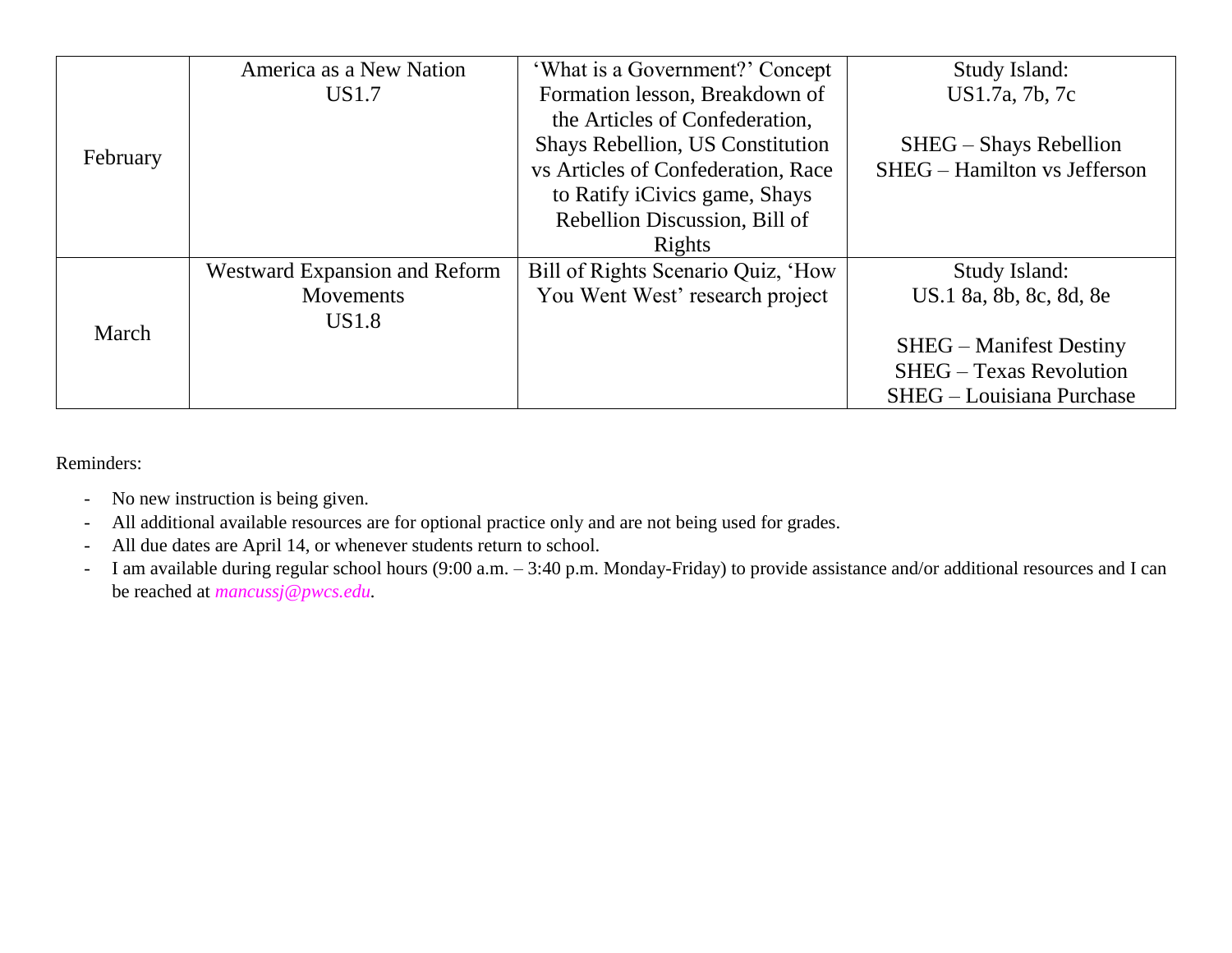| | | | |
|---|---|---|---|
| February | America as a New Nation<br>US1.7 | 'What is a Government?' Concept Formation lesson, Breakdown of the Articles of Confederation, Shays Rebellion, US Constitution vs Articles of Confederation, Race to Ratify iCivics game, Shays Rebellion Discussion, Bill of Rights | Study Island:<br>US1.7a, 7b, 7c<br><br>SHEG – Shays Rebellion<br>SHEG – Hamilton vs Jefferson |
| March | Westward Expansion and Reform Movements<br>US1.8 | Bill of Rights Scenario Quiz, 'How You Went West' research project | Study Island:<br>US.1 8a, 8b, 8c, 8d, 8e<br><br>SHEG – Manifest Destiny<br>SHEG – Texas Revolution<br>SHEG – Louisiana Purchase |

Reminders:

- No new instruction is being given.
- All additional available resources are for optional practice only and are not being used for grades.
- All due dates are April 14, or whenever students return to school.
- I am available during regular school hours (9:00 a.m. – 3:40 p.m. Monday-Friday) to provide assistance and/or additional resources and I can be reached at *mancussj@pwcs.edu*.